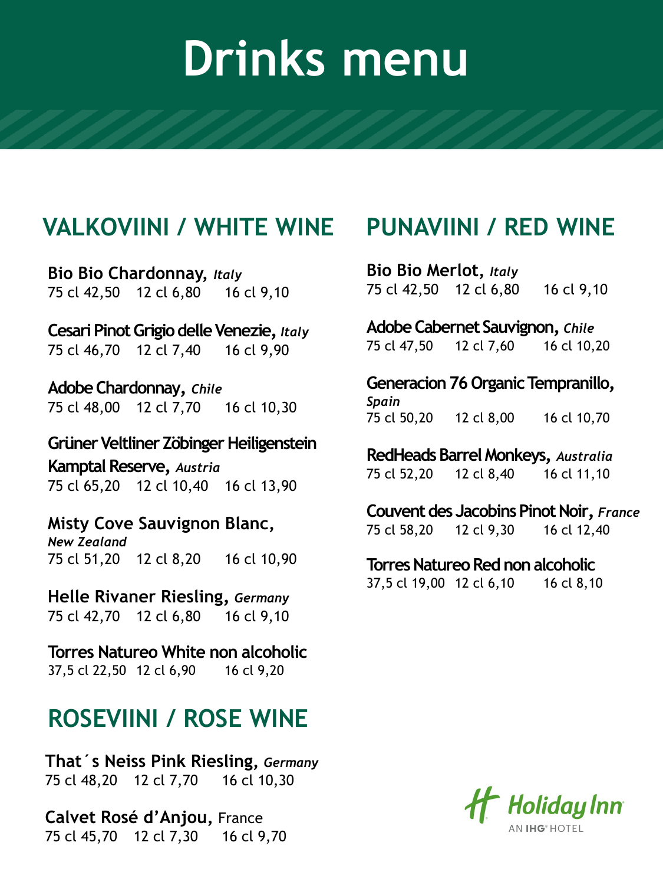# Drinks menu

## VALKOVIINI / WHITE WINE

**Bio Bio Chardonnay,** ***Italy***
75 cl 42,50 12 cl 6,80 16 cl 9,10

**Cesari Pinot Grigio delle Venezie,** ***Italy***
75 cl 46,70 12 cl 7,40 16 cl 9,90

**Adobe Chardonnay,** ***Chile***
75 cl 48,00 12 cl 7,70 16 cl 10,30

**Grüner Veltliner Zöbinger Heiligenstein Kamptal Reserve,** ***Austria***
75 cl 65,20 12 cl 10,40 16 cl 13,90

**Misty Cove Sauvignon Blanc,** ***New Zealand***
75 cl 51,20 12 cl 8,20 16 cl 10,90

**Helle Rivaner Riesling,** ***Germany***
75 cl 42,70 12 cl 6,80 16 cl 9,10

**Torres Natureo White non alcoholic**
37,5 cl 22,50 12 cl 6,90 16 cl 9,20

## ROSEVIINI / ROSE WINE

**That´s Neiss Pink Riesling,** ***Germany***
75 cl 48,20 12 cl 7,70 16 cl 10,30

**Calvet Rosé d'Anjou,** France
75 cl 45,70 12 cl 7,30 16 cl 9,70

## PUNAVIINI / RED WINE

**Bio Bio Merlot,** ***Italy***
75 cl 42,50 12 cl 6,80 16 cl 9,10

**Adobe Cabernet Sauvignon,** ***Chile***
75 cl 47,50 12 cl 7,60 16 cl 10,20

**Generacion 76 Organic Tempranillo,** ***Spain***
75 cl 50,20 12 cl 8,00 16 cl 10,70

**RedHeads Barrel Monkeys,** ***Australia***
75 cl 52,20 12 cl 8,40 16 cl 11,10

**Couvent des Jacobins Pinot Noir,** ***France***
75 cl 58,20 12 cl 9,30 16 cl 12,40

**Torres Natureo Red non alcoholic**
37,5 cl 19,00 12 cl 6,10 16 cl 8,10

Holiday Inn
AN IHG® HOTEL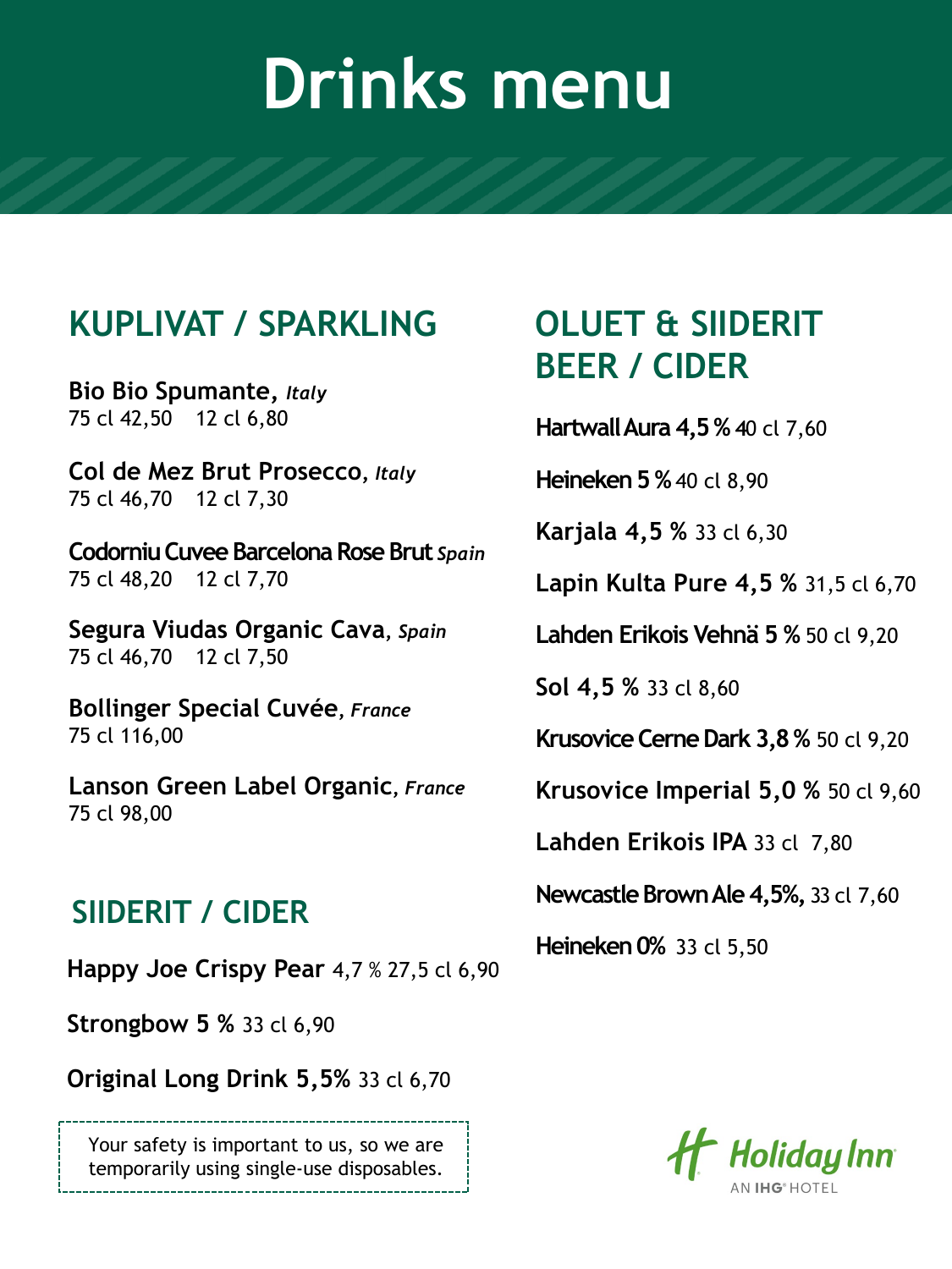# Drinks menu

## KUPLIVAT / SPARKLING

**Bio Bio Spumante**, ***Italy***
75 cl 42,50    12 cl 6,80

**Col de Mez Brut Prosecco**, ***Italy***
75 cl 46,70    12 cl 7,30

**Codorniu Cuvee Barcelona Rose Brut** ***Spain***
75 cl 48,20    12 cl 7,70

**Segura Viudas Organic Cava**, ***Spain***
75 cl 46,70    12 cl 7,50

**Bollinger Special Cuvée**, ***France***
75 cl 116,00

**Lanson Green Label Organic**, ***France***
75 cl 98,00

## SIIDERIT / CIDER

**Happy Joe Crispy Pear** 4,7 % 27,5 cl 6,90

**Strongbow 5 %** 33 cl 6,90

**Original Long Drink 5,5%** 33 cl 6,70

Your safety is important to us, so we are temporarily using single-use disposables.

## OLUET & SIIDERIT BEER / CIDER

**Hartwall Aura 4,5 %** 40 cl 7,60

**Heineken 5 %** 40 cl 8,90

**Karjala 4,5 %** 33 cl 6,30

**Lapin Kulta Pure 4,5 %** 31,5 cl 6,70

**Lahden Erikois Vehnä 5 %** 50 cl 9,20

**Sol 4,5 %** 33 cl 8,60

**Krusovice Cerne Dark 3,8 %** 50 cl 9,20

**Krusovice Imperial 5,0 %** 50 cl 9,60

**Lahden Erikois IPA** 33 cl 7,80

**Newcastle Brown Ale 4,5%,** 33 cl 7,60

**Heineken 0%** 33 cl 5,50

Holiday Inn
AN IHG® HOTEL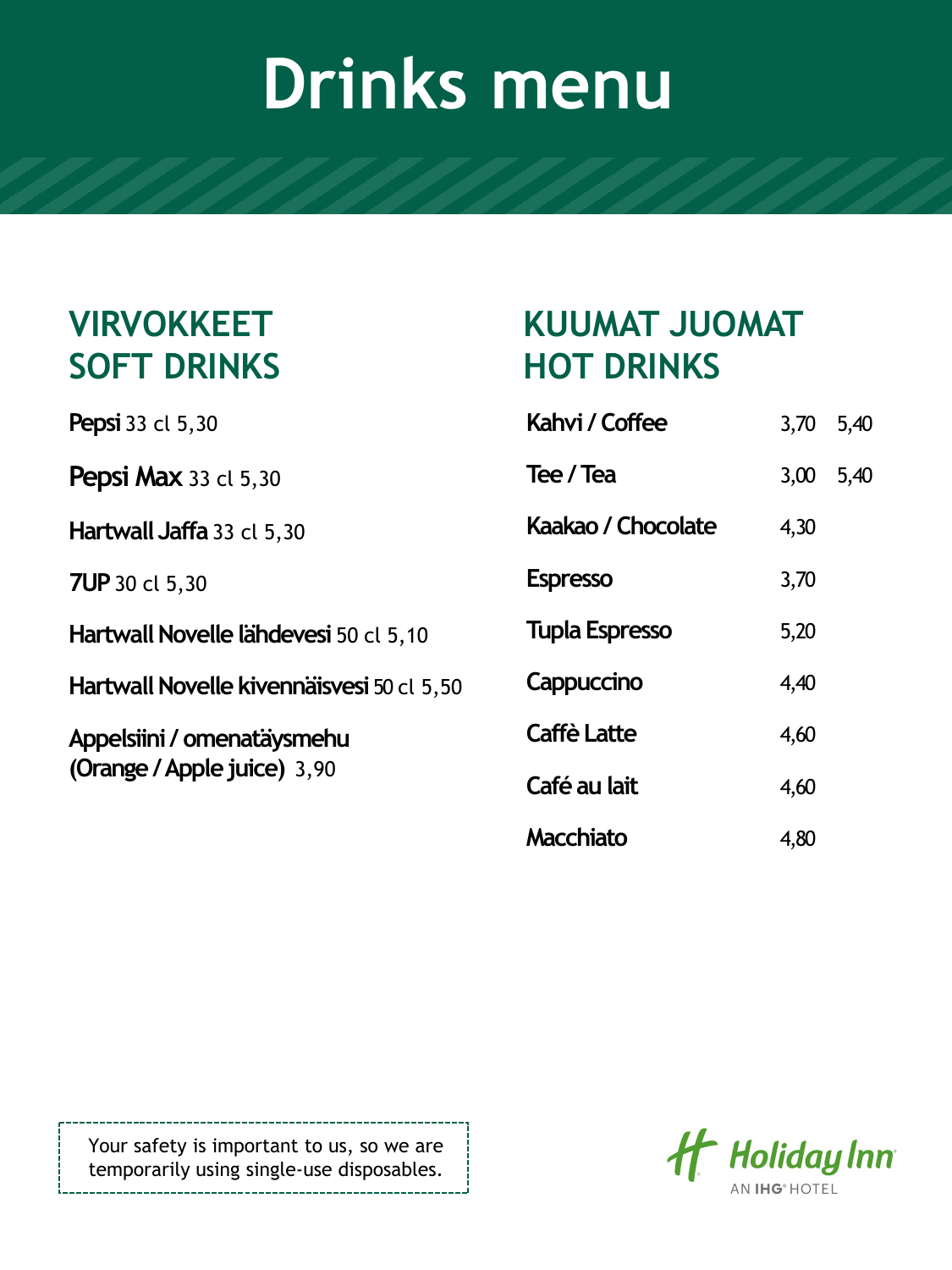# Drinks menu

## VIRVOKKEET
## SOFT DRINKS

**Pepsi** 33 cl 5,30

**Pepsi Max** 33 cl 5,30

**Hartwall Jaffa** 33 cl 5,30

**7UP** 30 cl 5,30

**Hartwall Novelle lähdevesi** 50 cl 5,10

**Hartwall Novelle kivennäisvesi** 50 cl 5,50

**Appelsiini / omenatäysmehu (Orange / Apple juice)** 3,90

## KUUMAT JUOMAT
## HOT DRINKS

| | | |
|---|---|---|
| **Kahvi / Coffee** | 3,70 | 5,40 |
| **Tee / Tea** | 3,00 | 5,40 |
| **Kaakao / Chocolate** | 4,30 | |
| **Espresso** | 3,70 | |
| **Tupla Espresso** | 5,20 | |
| **Cappuccino** | 4,40 | |
| **Caffè Latte** | 4,60 | |
| **Café au lait** | 4,60 | |
| **Macchiato** | 4,80 | |

Your safety is important to us, so we are temporarily using single-use disposables.

Holiday Inn
AN IHG® HOTEL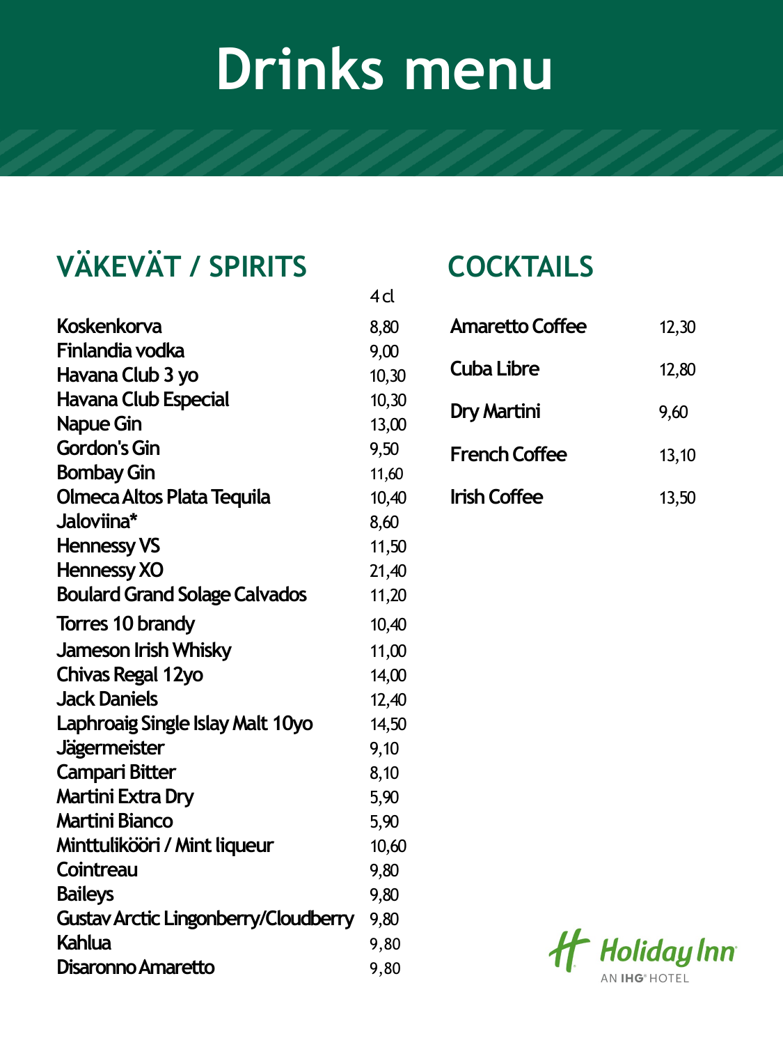# Drinks menu

## VÄKEVÄT / SPIRITS

| | 4 cl |
|---|---|
| Koskenkorva | 8,80 |
| Finlandia vodka | 9,00 |
| Havana Club 3 yo | 10,30 |
| Havana Club Especial | 10,30 |
| Napue Gin | 13,00 |
| Gordon's Gin | 9,50 |
| Bombay Gin | 11,60 |
| Olmeca Altos Plata Tequila | 10,40 |
| Jaloviina* | 8,60 |
| Hennessy VS | 11,50 |
| Hennessy XO | 21,40 |
| Boulard Grand Solage Calvados | 11,20 |
| Torres 10 brandy | 10,40 |
| Jameson Irish Whisky | 11,00 |
| Chivas Regal 12yo | 14,00 |
| Jack Daniels | 12,40 |
| Laphroaig Single Islay Malt 10yo | 14,50 |
| Jägermeister | 9,10 |
| Campari Bitter | 8,10 |
| Martini Extra Dry | 5,90 |
| Martini Bianco | 5,90 |
| Minttulikööri / Mint liqueur | 10,60 |
| Cointreau | 9,80 |
| Baileys | 9,80 |
| Gustav Arctic Lingonberry/Cloudberry | 9,80 |
| Kahlua | 9,80 |
| Disaronno Amaretto | 9,80 |

## COCKTAILS

| | |
|---|---|
| Amaretto Coffee | 12,30 |
| Cuba Libre | 12,80 |
| Dry Martini | 9,60 |
| French Coffee | 13,10 |
| Irish Coffee | 13,50 |

Holiday Inn
AN IHG® HOTEL